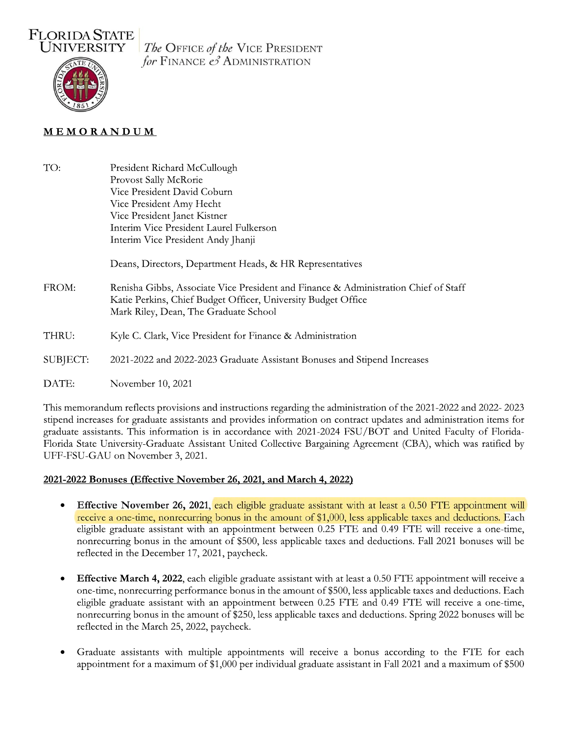FLORIDA STATE UNIVERSITY

*The* OFFICE *of the* VICE PRESIDENT *for* FINANCE *&* ADMINISTRATION

**MEMORANDUM**

TO: President Richard McCullough
Provost Sally McRorie
Vice President David Coburn
Vice President Amy Hecht
Vice President Janet Kistner
Interim Vice President Laurel Fulkerson
Interim Vice President Andy Jhanji

Deans, Directors, Department Heads, & HR Representatives

FROM: Renisha Gibbs, Associate Vice President and Finance & Administration Chief of Staff
Katie Perkins, Chief Budget Officer, University Budget Office
Mark Riley, Dean, The Graduate School

THRU: Kyle C. Clark, Vice President for Finance & Administration

SUBJECT: 2021-2022 and 2022-2023 Graduate Assistant Bonuses and Stipend Increases

DATE: November 10, 2021

This memorandum reflects provisions and instructions regarding the administration of the 2021-2022 and 2022- 2023 stipend increases for graduate assistants and provides information on contract updates and administration items for graduate assistants. This information is in accordance with 2021-2024 FSU/BOT and United Faculty of Florida-Florida State University-Graduate Assistant United Collective Bargaining Agreement (CBA), which was ratified by UFF-FSU-GAU on November 3, 2021.

**2021-2022 Bonuses (Effective November 26, 2021, and March 4, 2022)**

- **Effective November 26, 2021**, each eligible graduate assistant with at least a 0.50 FTE appointment will receive a one-time, nonrecurring bonus in the amount of $1,000, less applicable taxes and deductions. Each eligible graduate assistant with an appointment between 0.25 FTE and 0.49 FTE will receive a one-time, nonrecurring bonus in the amount of $500, less applicable taxes and deductions. Fall 2021 bonuses will be reflected in the December 17, 2021, paycheck.

- **Effective March 4, 2022**, each eligible graduate assistant with at least a 0.50 FTE appointment will receive a one-time, nonrecurring performance bonus in the amount of $500, less applicable taxes and deductions. Each eligible graduate assistant with an appointment between 0.25 FTE and 0.49 FTE will receive a one-time, nonrecurring bonus in the amount of $250, less applicable taxes and deductions. Spring 2022 bonuses will be reflected in the March 25, 2022, paycheck.

- Graduate assistants with multiple appointments will receive a bonus according to the FTE for each appointment for a maximum of $1,000 per individual graduate assistant in Fall 2021 and a maximum of $500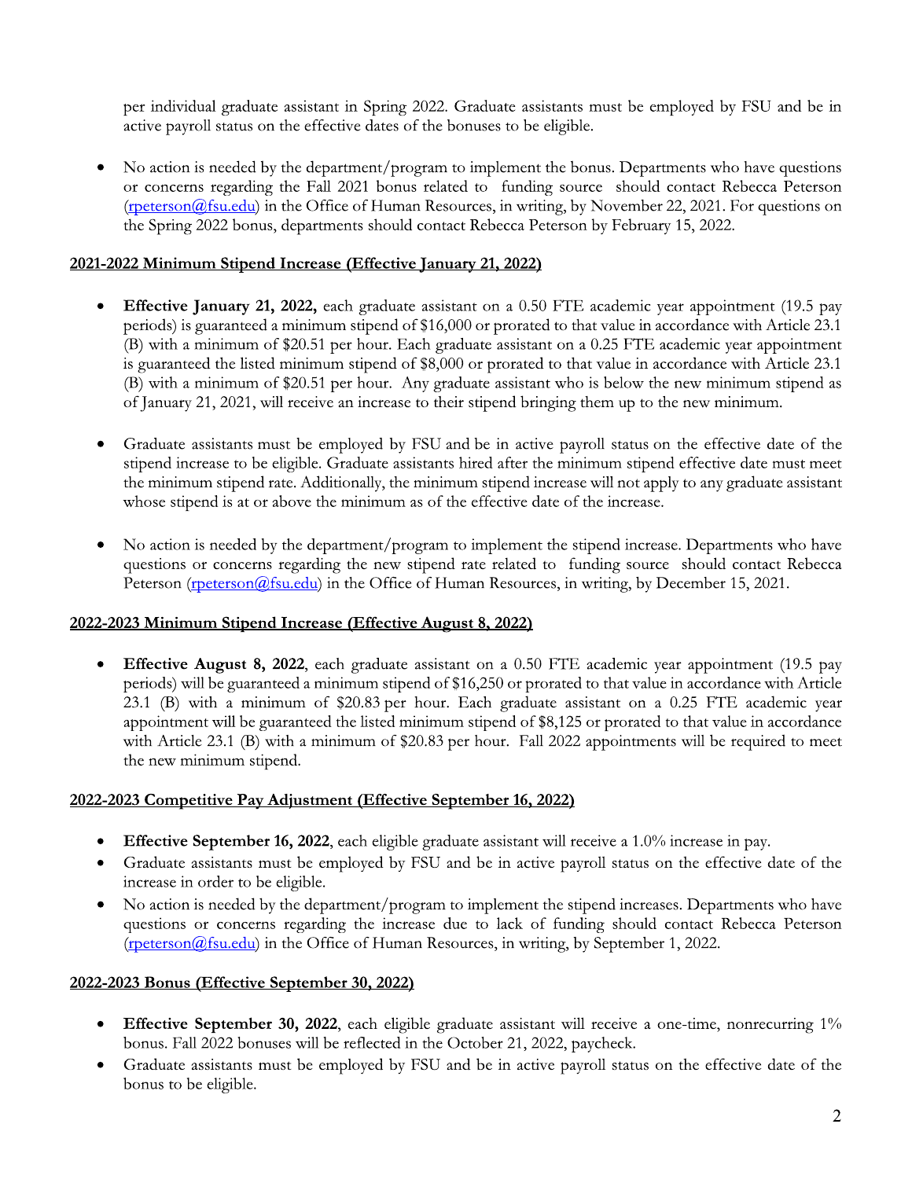per individual graduate assistant in Spring 2022. Graduate assistants must be employed by FSU and be in active payroll status on the effective dates of the bonuses to be eligible.

- No action is needed by the department/program to implement the bonus. Departments who have questions or concerns regarding the Fall 2021 bonus related to funding source should contact Rebecca Peterson ([rpeterson@fsu.edu](mailto:rpeterson@fsu.edu)) in the Office of Human Resources, in writing, by November 22, 2021. For questions on the Spring 2022 bonus, departments should contact Rebecca Peterson by February 15, 2022.

**2021-2022 Minimum Stipend Increase (Effective January 21, 2022)**

- **Effective January 21, 2022,** each graduate assistant on a 0.50 FTE academic year appointment (19.5 pay periods) is guaranteed a minimum stipend of $16,000 or prorated to that value in accordance with Article 23.1 (B) with a minimum of $20.51 per hour. Each graduate assistant on a 0.25 FTE academic year appointment is guaranteed the listed minimum stipend of $8,000 or prorated to that value in accordance with Article 23.1 (B) with a minimum of $20.51 per hour. Any graduate assistant who is below the new minimum stipend as of January 21, 2021, will receive an increase to their stipend bringing them up to the new minimum.

- Graduate assistants must be employed by FSU and be in active payroll status on the effective date of the stipend increase to be eligible. Graduate assistants hired after the minimum stipend effective date must meet the minimum stipend rate. Additionally, the minimum stipend increase will not apply to any graduate assistant whose stipend is at or above the minimum as of the effective date of the increase.

- No action is needed by the department/program to implement the stipend increase. Departments who have questions or concerns regarding the new stipend rate related to funding source should contact Rebecca Peterson ([rpeterson@fsu.edu](mailto:rpeterson@fsu.edu)) in the Office of Human Resources, in writing, by December 15, 2021.

**2022-2023 Minimum Stipend Increase (Effective August 8, 2022)**

- **Effective August 8, 2022**, each graduate assistant on a 0.50 FTE academic year appointment (19.5 pay periods) will be guaranteed a minimum stipend of $16,250 or prorated to that value in accordance with Article 23.1 (B) with a minimum of $20.83 per hour. Each graduate assistant on a 0.25 FTE academic year appointment will be guaranteed the listed minimum stipend of $8,125 or prorated to that value in accordance with Article 23.1 (B) with a minimum of $20.83 per hour. Fall 2022 appointments will be required to meet the new minimum stipend.

**2022-2023 Competitive Pay Adjustment (Effective September 16, 2022)**

- **Effective September 16, 2022**, each eligible graduate assistant will receive a 1.0% increase in pay.
- Graduate assistants must be employed by FSU and be in active payroll status on the effective date of the increase in order to be eligible.
- No action is needed by the department/program to implement the stipend increases. Departments who have questions or concerns regarding the increase due to lack of funding should contact Rebecca Peterson ([rpeterson@fsu.edu](mailto:rpeterson@fsu.edu)) in the Office of Human Resources, in writing, by September 1, 2022.

**2022-2023 Bonus (Effective September 30, 2022)**

- **Effective September 30, 2022**, each eligible graduate assistant will receive a one-time, nonrecurring 1% bonus. Fall 2022 bonuses will be reflected in the October 21, 2022, paycheck.
- Graduate assistants must be employed by FSU and be in active payroll status on the effective date of the bonus to be eligible.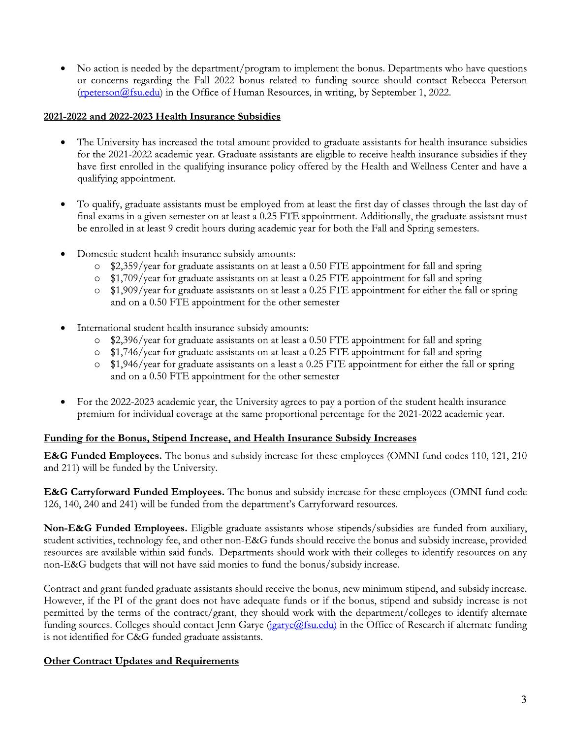- No action is needed by the department/program to implement the bonus. Departments who have questions or concerns regarding the Fall 2022 bonus related to funding source should contact Rebecca Peterson (rpeterson@fsu.edu) in the Office of Human Resources, in writing, by September 1, 2022.

## 2021-2022 and 2022-2023 Health Insurance Subsidies

- The University has increased the total amount provided to graduate assistants for health insurance subsidies for the 2021-2022 academic year. Graduate assistants are eligible to receive health insurance subsidies if they have first enrolled in the qualifying insurance policy offered by the Health and Wellness Center and have a qualifying appointment.

- To qualify, graduate assistants must be employed from at least the first day of classes through the last day of final exams in a given semester on at least a 0.25 FTE appointment. Additionally, the graduate assistant must be enrolled in at least 9 credit hours during academic year for both the Fall and Spring semesters.

- Domestic student health insurance subsidy amounts:
  - $2,359/year for graduate assistants on at least a 0.50 FTE appointment for fall and spring
  - $1,709/year for graduate assistants on at least a 0.25 FTE appointment for fall and spring
  - $1,909/year for graduate assistants on at least a 0.25 FTE appointment for either the fall or spring and on a 0.50 FTE appointment for the other semester

- International student health insurance subsidy amounts:
  - $2,396/year for graduate assistants on at least a 0.50 FTE appointment for fall and spring
  - $1,746/year for graduate assistants on at least a 0.25 FTE appointment for fall and spring
  - $1,946/year for graduate assistants on a least a 0.25 FTE appointment for either the fall or spring and on a 0.50 FTE appointment for the other semester

- For the 2022-2023 academic year, the University agrees to pay a portion of the student health insurance premium for individual coverage at the same proportional percentage for the 2021-2022 academic year.

## Funding for the Bonus, Stipend Increase, and Health Insurance Subsidy Increases

**E&G Funded Employees.** The bonus and subsidy increase for these employees (OMNI fund codes 110, 121, 210 and 211) will be funded by the University.

**E&G Carryforward Funded Employees.** The bonus and subsidy increase for these employees (OMNI fund code 126, 140, 240 and 241) will be funded from the department's Carryforward resources.

**Non-E&G Funded Employees.** Eligible graduate assistants whose stipends/subsidies are funded from auxiliary, student activities, technology fee, and other non-E&G funds should receive the bonus and subsidy increase, provided resources are available within said funds. Departments should work with their colleges to identify resources on any non-E&G budgets that will not have said monies to fund the bonus/subsidy increase.

Contract and grant funded graduate assistants should receive the bonus, new minimum stipend, and subsidy increase. However, if the PI of the grant does not have adequate funds or if the bonus, stipend and subsidy increase is not permitted by the terms of the contract/grant, they should work with the department/colleges to identify alternate funding sources. Colleges should contact Jenn Garye (jgarye@fsu.edu) in the Office of Research if alternate funding is not identified for C&G funded graduate assistants.

## Other Contract Updates and Requirements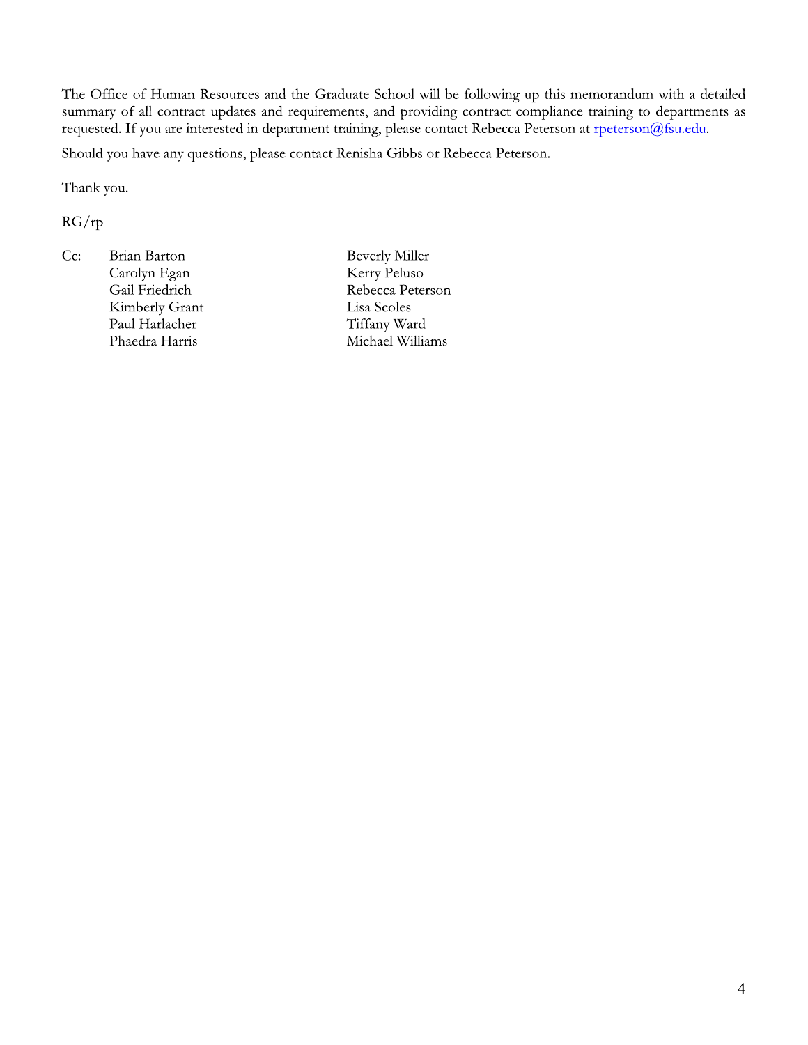The Office of Human Resources and the Graduate School will be following up this memorandum with a detailed summary of all contract updates and requirements, and providing contract compliance training to departments as requested. If you are interested in department training, please contact Rebecca Peterson at rpeterson@fsu.edu.

Should you have any questions, please contact Renisha Gibbs or Rebecca Peterson.

Thank you.

RG/rp

Cc:

Brian Barton
Carolyn Egan
Gail Friedrich
Kimberly Grant
Paul Harlacher
Phaedra Harris
Beverly Miller
Kerry Peluso
Rebecca Peterson
Lisa Scoles
Tiffany Ward
Michael Williams